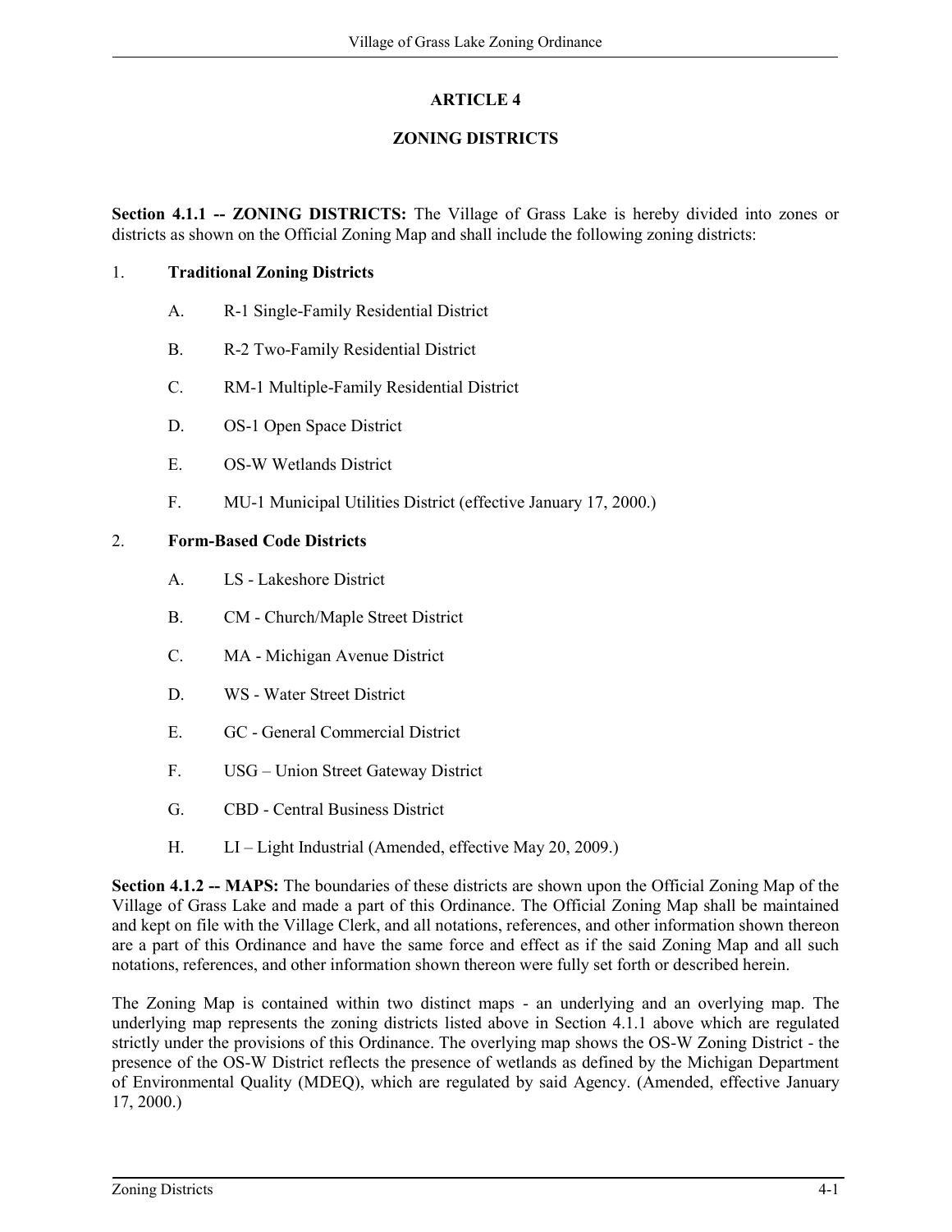# ARTICLE 4

## ZONING DISTRICTS

**Section 4.1.1 -- ZONING DISTRICTS:** The Village of Grass Lake is hereby divided into zones or districts as shown on the Official Zoning Map and shall include the following zoning districts:

1. **Traditional Zoning Districts**

   A. R-1 Single-Family Residential District

   B. R-2 Two-Family Residential District

   C. RM-1 Multiple-Family Residential District

   D. OS-1 Open Space District

   E. OS-W Wetlands District

   F. MU-1 Municipal Utilities District (effective January 17, 2000.)

2. **Form-Based Code Districts**

   A. LS - Lakeshore District

   B. CM - Church/Maple Street District

   C. MA - Michigan Avenue District

   D. WS - Water Street District

   E. GC - General Commercial District

   F. USG – Union Street Gateway District

   G. CBD - Central Business District

   H. LI – Light Industrial (Amended, effective May 20, 2009.)

**Section 4.1.2 -- MAPS:** The boundaries of these districts are shown upon the Official Zoning Map of the Village of Grass Lake and made a part of this Ordinance. The Official Zoning Map shall be maintained and kept on file with the Village Clerk, and all notations, references, and other information shown thereon are a part of this Ordinance and have the same force and effect as if the said Zoning Map and all such notations, references, and other information shown thereon were fully set forth or described herein.

The Zoning Map is contained within two distinct maps - an underlying and an overlying map. The underlying map represents the zoning districts listed above in Section 4.1.1 above which are regulated strictly under the provisions of this Ordinance. The overlying map shows the OS-W Zoning District - the presence of the OS-W District reflects the presence of wetlands as defined by the Michigan Department of Environmental Quality (MDEQ), which are regulated by said Agency. (Amended, effective January 17, 2000.)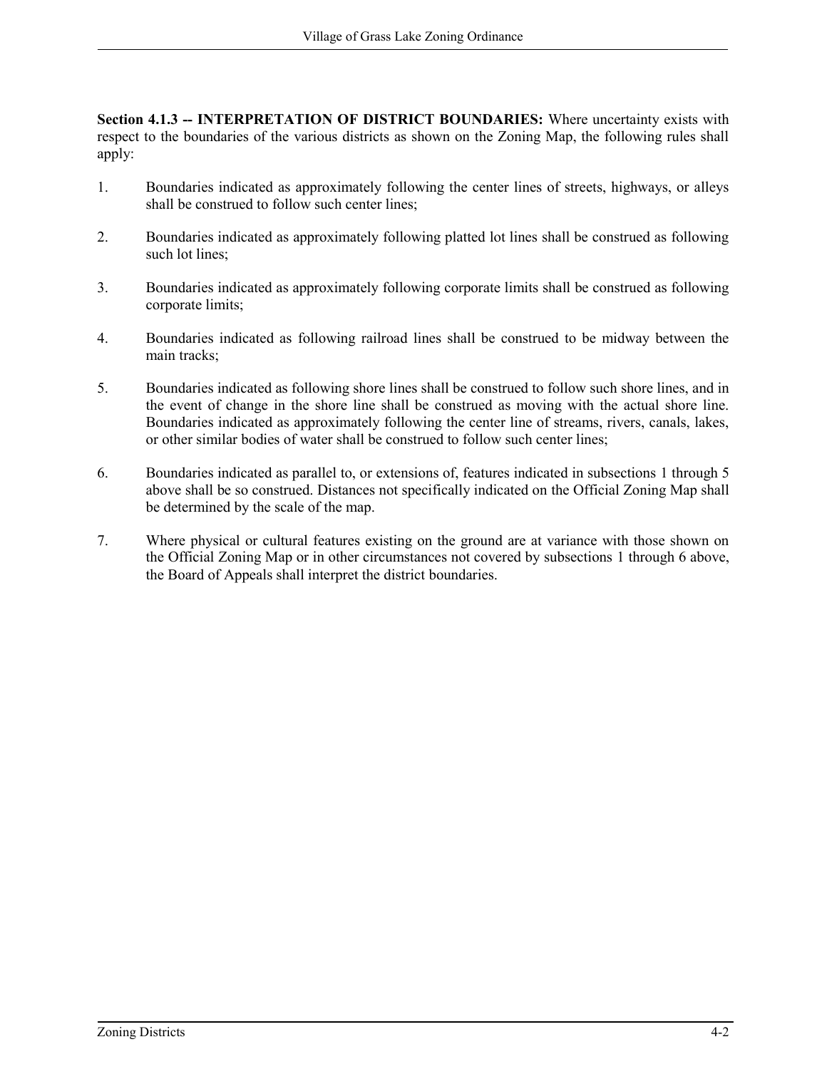**Section 4.1.3 -- INTERPRETATION OF DISTRICT BOUNDARIES:** Where uncertainty exists with respect to the boundaries of the various districts as shown on the Zoning Map, the following rules shall apply:

1. Boundaries indicated as approximately following the center lines of streets, highways, or alleys shall be construed to follow such center lines;

2. Boundaries indicated as approximately following platted lot lines shall be construed as following such lot lines;

3. Boundaries indicated as approximately following corporate limits shall be construed as following corporate limits;

4. Boundaries indicated as following railroad lines shall be construed to be midway between the main tracks;

5. Boundaries indicated as following shore lines shall be construed to follow such shore lines, and in the event of change in the shore line shall be construed as moving with the actual shore line. Boundaries indicated as approximately following the center line of streams, rivers, canals, lakes, or other similar bodies of water shall be construed to follow such center lines;

6. Boundaries indicated as parallel to, or extensions of, features indicated in subsections 1 through 5 above shall be so construed. Distances not specifically indicated on the Official Zoning Map shall be determined by the scale of the map.

7. Where physical or cultural features existing on the ground are at variance with those shown on the Official Zoning Map or in other circumstances not covered by subsections 1 through 6 above, the Board of Appeals shall interpret the district boundaries.